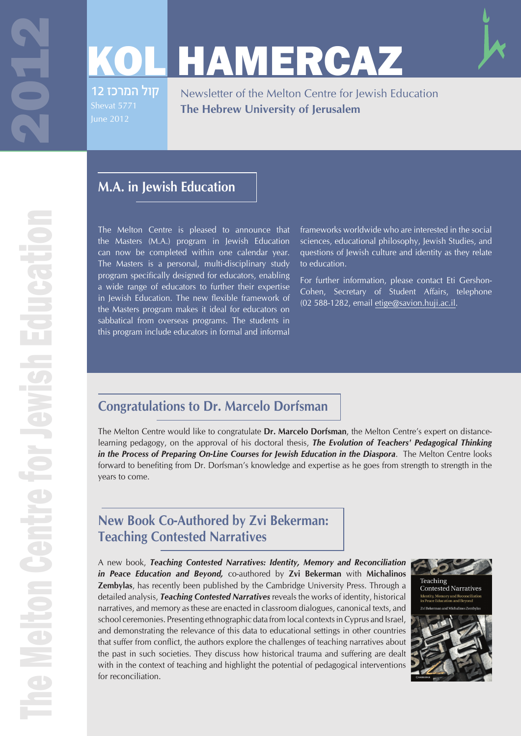# KOL HAMERCAZ

קול המרכז 12

Shevat 5771

June 2012

Newsletter of the Melton Centre for Jewish Education

**The Hebrew University of Jerusalem**

## M.A. in Jewish Education

The Melton Centre is pleased to announce that the Masters (M.A.) program in Jewish Education can now be completed within one calendar year. The Masters is a personal, multi-disciplinary study program specifically designed for educators, enabling a wide range of educators to further their expertise in Jewish Education. The new flexible framework of the Masters program makes it ideal for educators on sabbatical from overseas programs. The students in this program include educators in formal and informal frameworks worldwide who are interested in the social sciences, educational philosophy, Jewish Studies, and questions of Jewish culture and identity as they relate to education.

For further information, please contact Eti Gershon-Cohen, Secretary of Student Affairs, telephone (02 588-1282, email etige@savion.huji.ac.il.

## Congratulations to Dr. Marcelo Dorfsman

The Melton Centre would like to congratulate **Dr. Marcelo Dorfsman**, the Melton Centre's expert on distance-learning pedagogy, on the approval of his doctoral thesis, ***The Evolution of Teachers' Pedagogical Thinking in the Process of Preparing On-Line Courses for Jewish Education in the Diaspora***. The Melton Centre looks forward to benefiting from Dr. Dorfsman's knowledge and expertise as he goes from strength to strength in the years to come.

## New Book Co-Authored by Zvi Bekerman: Teaching Contested Narratives

A new book, ***Teaching Contested Narratives: Identity, Memory and Reconciliation in Peace Education and Beyond,*** co-authored by **Zvi Bekerman** with **Michalinos Zembylas**, has recently been published by the Cambridge University Press. Through a detailed analysis, ***Teaching Contested Narratives*** reveals the works of identity, historical narratives, and memory as these are enacted in classroom dialogues, canonical texts, and school ceremonies. Presenting ethnographic data from local contexts in Cyprus and Israel, and demonstrating the relevance of this data to educational settings in other countries that suffer from conflict, the authors explore the challenges of teaching narratives about the past in such societies. They discuss how historical trauma and suffering are dealt with in the context of teaching and highlight the potential of pedagogical interventions for reconciliation.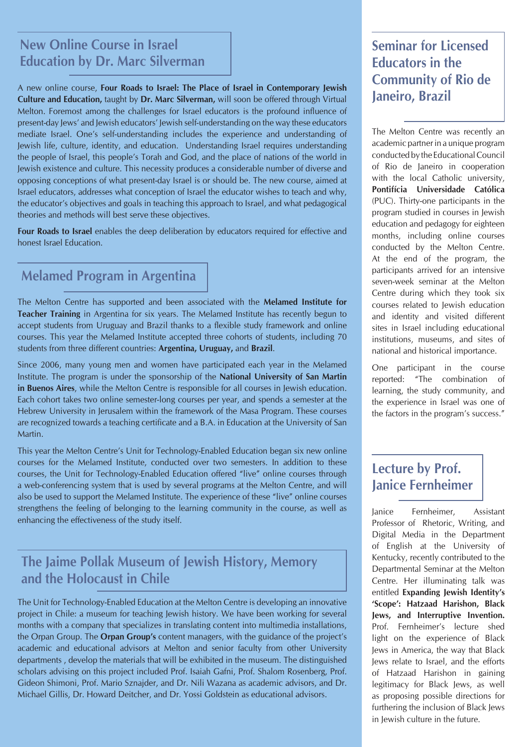## New Online Course in Israel Education by Dr. Marc Silverman

A new online course, **Four Roads to Israel: The Place of Israel in Contemporary Jewish Culture and Education,** taught by **Dr. Marc Silverman,** will soon be offered through Virtual Melton. Foremost among the challenges for Israel educators is the profound influence of present-day Jews' and Jewish educators' Jewish self-understanding on the way these educators mediate Israel. One's self-understanding includes the experience and understanding of Jewish life, culture, identity, and education. Understanding Israel requires understanding the people of Israel, this people's Torah and God, and the place of nations of the world in Jewish existence and culture. This necessity produces a considerable number of diverse and opposing conceptions of what present-day Israel is or should be. The new course, aimed at Israel educators, addresses what conception of Israel the educator wishes to teach and why, the educator's objectives and goals in teaching this approach to Israel, and what pedagogical theories and methods will best serve these objectives.

**Four Roads to Israel** enables the deep deliberation by educators required for effective and honest Israel Education.

## Melamed Program in Argentina

The Melton Centre has supported and been associated with the **Melamed Institute for Teacher Training** in Argentina for six years. The Melamed Institute has recently begun to accept students from Uruguay and Brazil thanks to a flexible study framework and online courses. This year the Melamed Institute accepted three cohorts of students, including 70 students from three different countries: **Argentina, Uruguay,** and **Brazil**.

Since 2006, many young men and women have participated each year in the Melamed Institute. The program is under the sponsorship of the **National University of San Martin in Buenos Aires**, while the Melton Centre is responsible for all courses in Jewish education. Each cohort takes two online semester-long courses per year, and spends a semester at the Hebrew University in Jerusalem within the framework of the Masa Program. These courses are recognized towards a teaching certificate and a B.A. in Education at the University of San Martin.

This year the Melton Centre's Unit for Technology-Enabled Education began six new online courses for the Melamed Institute, conducted over two semesters. In addition to these courses, the Unit for Technology-Enabled Education offered "live" online courses through a web-conferencing system that is used by several programs at the Melton Centre, and will also be used to support the Melamed Institute. The experience of these "live" online courses strengthens the feeling of belonging to the learning community in the course, as well as enhancing the effectiveness of the study itself.

## The Jaime Pollak Museum of Jewish History, Memory and the Holocaust in Chile

The Unit for Technology-Enabled Education at the Melton Centre is developing an innovative project in Chile: a museum for teaching Jewish history. We have been working for several months with a company that specializes in translating content into multimedia installations, the Orpan Group. The **Orpan Group's** content managers, with the guidance of the project's academic and educational advisors at Melton and senior faculty from other University departments , develop the materials that will be exhibited in the museum. The distinguished scholars advising on this project included Prof. Isaiah Gafni, Prof. Shalom Rosenberg, Prof. Gideon Shimoni, Prof. Mario Sznajder, and Dr. Nili Wazana as academic advisors, and Dr. Michael Gillis, Dr. Howard Deitcher, and Dr. Yossi Goldstein as educational advisors.

## Seminar for Licensed Educators in the Community of Rio de Janeiro, Brazil

The Melton Centre was recently an academic partner in a unique program conducted by the Educational Council of Rio de Janeiro in cooperation with the local Catholic university, **Pontifícia Universidade Católica** (PUC). Thirty-one participants in the program studied in courses in Jewish education and pedagogy for eighteen months, including online courses conducted by the Melton Centre. At the end of the program, the participants arrived for an intensive seven-week seminar at the Melton Centre during which they took six courses related to Jewish education and identity and visited different sites in Israel including educational institutions, museums, and sites of national and historical importance.

One participant in the course reported: "The combination of learning, the study community, and the experience in Israel was one of the factors in the program's success."

## Lecture by Prof. Janice Fernheimer

Janice Fernheimer, Assistant Professor of Rhetoric, Writing, and Digital Media in the Department of English at the University of Kentucky, recently contributed to the Departmental Seminar at the Melton Centre. Her illuminating talk was entitled **Expanding Jewish Identity's 'Scope': Hatzaad Harishon, Black Jews, and Interruptive Invention.** Prof. Fernheimer's lecture shed light on the experience of Black Jews in America, the way that Black Jews relate to Israel, and the efforts of Hatzaad Harishon in gaining legitimacy for Black Jews, as well as proposing possible directions for furthering the inclusion of Black Jews in Jewish culture in the future.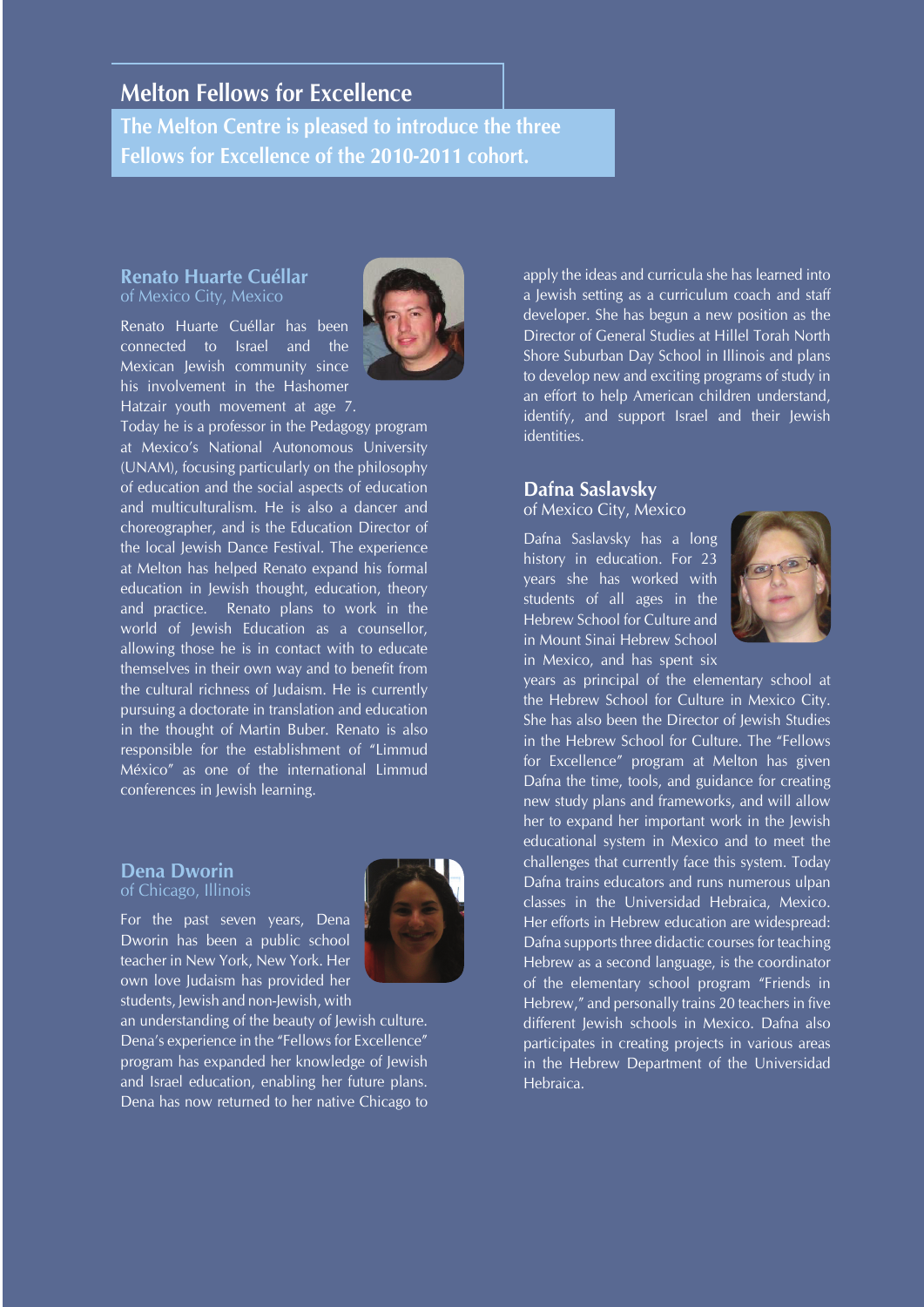# Melton Fellows for Excellence

**The Melton Centre is pleased to introduce the three Fellows for Excellence of the 2010-2011 cohort.**

## Renato Huarte Cuéllar

of Mexico City, Mexico

Renato Huarte Cuéllar has been connected to Israel and the Mexican Jewish community since his involvement in the Hashomer Hatzair youth movement at age 7. Today he is a professor in the Pedagogy program at Mexico's National Autonomous University (UNAM), focusing particularly on the philosophy of education and the social aspects of education and multiculturalism. He is also a dancer and choreographer, and is the Education Director of the local Jewish Dance Festival. The experience at Melton has helped Renato expand his formal education in Jewish thought, education, theory and practice. Renato plans to work in the world of Jewish Education as a counsellor, allowing those he is in contact with to educate themselves in their own way and to benefit from the cultural richness of Judaism. He is currently pursuing a doctorate in translation and education in the thought of Martin Buber. Renato is also responsible for the establishment of "Limmud México" as one of the international Limmud conferences in Jewish learning.

## Dena Dworin

of Chicago, Illinois

For the past seven years, Dena Dworin has been a public school teacher in New York, New York. Her own love Judaism has provided her students, Jewish and non-Jewish, with an understanding of the beauty of Jewish culture. Dena's experience in the "Fellows for Excellence" program has expanded her knowledge of Jewish and Israel education, enabling her future plans. Dena has now returned to her native Chicago to apply the ideas and curricula she has learned into a Jewish setting as a curriculum coach and staff developer. She has begun a new position as the Director of General Studies at Hillel Torah North Shore Suburban Day School in Illinois and plans to develop new and exciting programs of study in an effort to help American children understand, identify, and support Israel and their Jewish identities.

## Dafna Saslavsky

of Mexico City, Mexico

Dafna Saslavsky has a long history in education. For 23 years she has worked with students of all ages in the Hebrew School for Culture and in Mount Sinai Hebrew School in Mexico, and has spent six years as principal of the elementary school at the Hebrew School for Culture in Mexico City. She has also been the Director of Jewish Studies in the Hebrew School for Culture. The "Fellows for Excellence" program at Melton has given Dafna the time, tools, and guidance for creating new study plans and frameworks, and will allow her to expand her important work in the Jewish educational system in Mexico and to meet the challenges that currently face this system. Today Dafna trains educators and runs numerous ulpan classes in the Universidad Hebraica, Mexico. Her efforts in Hebrew education are widespread: Dafna supports three didactic courses for teaching Hebrew as a second language, is the coordinator of the elementary school program "Friends in Hebrew," and personally trains 20 teachers in five different Jewish schools in Mexico. Dafna also participates in creating projects in various areas in the Hebrew Department of the Universidad Hebraica.